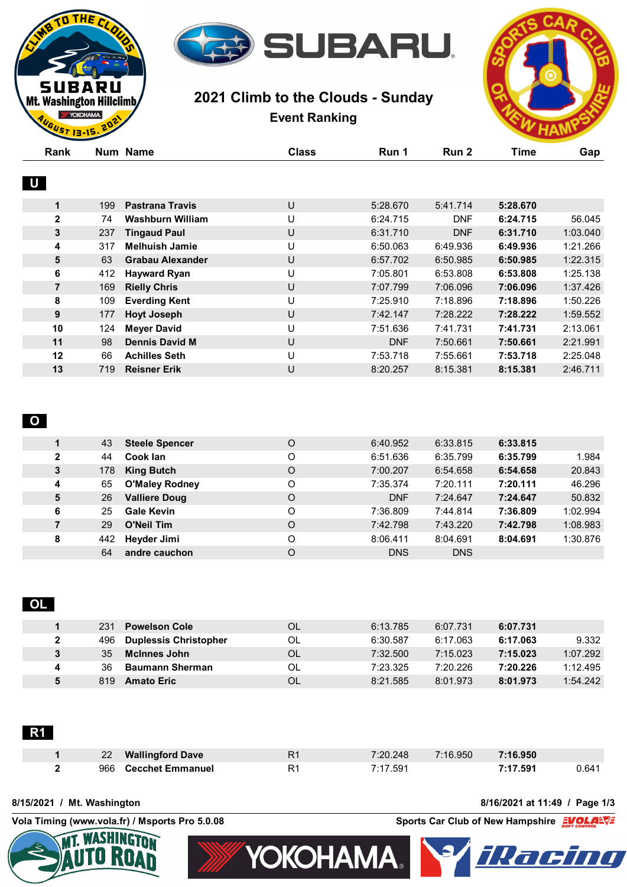# 2021 Climb to the Clouds - Sunday

## Event Ranking

### U

| Rank | Num | Name | Class | Run 1 | Run 2 | Time | Gap |
|---|---|---|---|---|---|---|---|
| 1 | 199 | **Pastrana Travis** | U | 5:28.670 | 5:41.714 | **5:28.670** | |
| 2 | 74 | **Washburn William** | U | 6:24.715 | DNF | **6:24.715** | 56.045 |
| 3 | 237 | **Tingaud Paul** | U | 6:31.710 | DNF | **6:31.710** | 1:03.040 |
| 4 | 317 | **Melhuish Jamie** | U | 6:50.063 | 6:49.936 | **6:49.936** | 1:21.266 |
| 5 | 63 | **Grabau Alexander** | U | 6:57.702 | 6:50.985 | **6:50.985** | 1:22.315 |
| 6 | 412 | **Hayward Ryan** | U | 7:05.801 | 6:53.808 | **6:53.808** | 1:25.138 |
| 7 | 169 | **Rielly Chris** | U | 7:07.799 | 7:06.096 | **7:06.096** | 1:37.426 |
| 8 | 109 | **Everding Kent** | U | 7:25.910 | 7:18.896 | **7:18.896** | 1:50.226 |
| 9 | 177 | **Hoyt Joseph** | U | 7:42.147 | 7:28.222 | **7:28.222** | 1:59.552 |
| 10 | 124 | **Meyer David** | U | 7:51.636 | 7:41.731 | **7:41.731** | 2:13.061 |
| 11 | 98 | **Dennis David M** | U | DNF | 7:50.661 | **7:50.661** | 2:21.991 |
| 12 | 66 | **Achilles Seth** | U | 7:53.718 | 7:55.661 | **7:53.718** | 2:25.048 |
| 13 | 719 | **Reisner Erik** | U | 8:20.257 | 8:15.381 | **8:15.381** | 2:46.711 |

### O

| Rank | Num | Name | Class | Run 1 | Run 2 | Time | Gap |
|---|---|---|---|---|---|---|---|
| 1 | 43 | **Steele Spencer** | O | 6:40.952 | 6:33.815 | **6:33.815** | |
| 2 | 44 | **Cook Ian** | O | 6:51.636 | 6:35.799 | **6:35.799** | 1.984 |
| 3 | 178 | **King Butch** | O | 7:00.207 | 6:54.658 | **6:54.658** | 20.843 |
| 4 | 65 | **O'Maley Rodney** | O | 7:35.374 | 7:20.111 | **7:20.111** | 46.296 |
| 5 | 26 | **Valliere Doug** | O | DNF | 7:24.647 | **7:24.647** | 50.832 |
| 6 | 25 | **Gale Kevin** | O | 7:36.809 | 7:44.814 | **7:36.809** | 1:02.994 |
| 7 | 29 | **O'Neil Tim** | O | 7:42.798 | 7:43.220 | **7:42.798** | 1:08.983 |
| 8 | 442 | **Heyder Jimi** | O | 8:06.411 | 8:04.691 | **8:04.691** | 1:30.876 |
| | 64 | **andre cauchon** | O | DNS | DNS | | |

### OL

| Rank | Num | Name | Class | Run 1 | Run 2 | Time | Gap |
|---|---|---|---|---|---|---|---|
| 1 | 231 | **Powelson Cole** | OL | 6:13.785 | 6:07.731 | **6:07.731** | |
| 2 | 496 | **Duplessis Christopher** | OL | 6:30.587 | 6:17.063 | **6:17.063** | 9.332 |
| 3 | 35 | **McInnes John** | OL | 7:32.500 | 7:15.023 | **7:15.023** | 1:07.292 |
| 4 | 36 | **Baumann Sherman** | OL | 7:23.325 | 7:20.226 | **7:20.226** | 1:12.495 |
| 5 | 819 | **Amato Eric** | OL | 8:21.585 | 8:01.973 | **8:01.973** | 1:54.242 |

### R1

| Rank | Num | Name | Class | Run 1 | Run 2 | Time | Gap |
|---|---|---|---|---|---|---|---|
| 1 | 22 | **Wallingford Dave** | R1 | 7:20.248 | 7:16.950 | **7:16.950** | |
| 2 | 966 | **Cecchet Emmanuel** | R1 | 7:17.591 | | **7:17.591** | 0.641 |

8/15/2021 / Mt. Washington — 8/16/2021 at 11:49

Vola Timing (www.vola.fr) / Msports Pro 5.0.08 — Sports Car Club of New Hampshire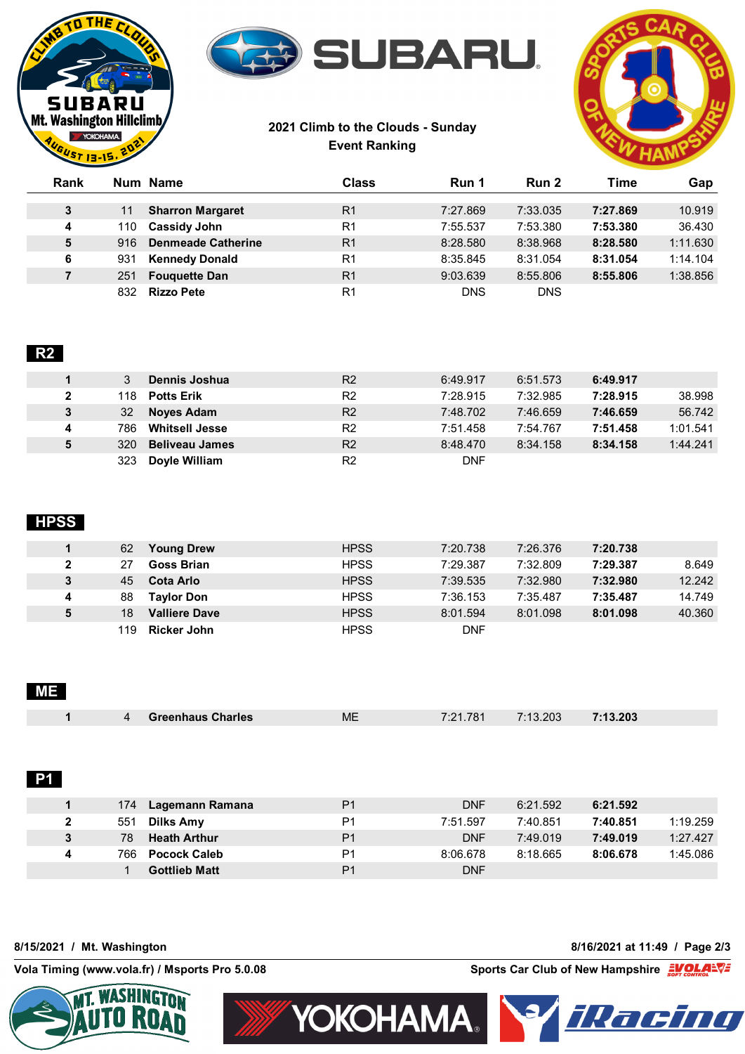2021 Climb to the Clouds - Sunday

Event Ranking

| Rank | Num | Name | Class | Run 1 | Run 2 | Time | Gap |
|---|---|---|---|---|---|---|---|
| 3 | 11 | **Sharron Margaret** | R1 | 7:27.869 | 7:33.035 | **7:27.869** | 10.919 |
| 4 | 110 | **Cassidy John** | R1 | 7:55.537 | 7:53.380 | **7:53.380** | 36.430 |
| 5 | 916 | **Denmeade Catherine** | R1 | 8:28.580 | 8:38.968 | **8:28.580** | 1:11.630 |
| 6 | 931 | **Kennedy Donald** | R1 | 8:35.845 | 8:31.054 | **8:31.054** | 1:14.104 |
| 7 | 251 | **Fouquette Dan** | R1 | 9:03.639 | 8:55.806 | **8:55.806** | 1:38.856 |
| | 832 | **Rizzo Pete** | R1 | DNS | DNS | | |

## R2

| Rank | Num | Name | Class | Run 1 | Run 2 | Time | Gap |
|---|---|---|---|---|---|---|---|
| 1 | 3 | **Dennis Joshua** | R2 | 6:49.917 | 6:51.573 | **6:49.917** | |
| 2 | 118 | **Potts Erik** | R2 | 7:28.915 | 7:32.985 | **7:28.915** | 38.998 |
| 3 | 32 | **Noyes Adam** | R2 | 7:48.702 | 7:46.659 | **7:46.659** | 56.742 |
| 4 | 786 | **Whitsell Jesse** | R2 | 7:51.458 | 7:54.767 | **7:51.458** | 1:01.541 |
| 5 | 320 | **Beliveau James** | R2 | 8:48.470 | 8:34.158 | **8:34.158** | 1:44.241 |
| | 323 | **Doyle William** | R2 | DNF | | | |

## HPSS

| Rank | Num | Name | Class | Run 1 | Run 2 | Time | Gap |
|---|---|---|---|---|---|---|---|
| 1 | 62 | **Young Drew** | HPSS | 7:20.738 | 7:26.376 | **7:20.738** | |
| 2 | 27 | **Goss Brian** | HPSS | 7:29.387 | 7:32.809 | **7:29.387** | 8.649 |
| 3 | 45 | **Cota Arlo** | HPSS | 7:39.535 | 7:32.980 | **7:32.980** | 12.242 |
| 4 | 88 | **Taylor Don** | HPSS | 7:36.153 | 7:35.487 | **7:35.487** | 14.749 |
| 5 | 18 | **Valliere Dave** | HPSS | 8:01.594 | 8:01.098 | **8:01.098** | 40.360 |
| | 119 | **Ricker John** | HPSS | DNF | | | |

## ME

| Rank | Num | Name | Class | Run 1 | Run 2 | Time | Gap |
|---|---|---|---|---|---|---|---|
| 1 | 4 | **Greenhaus Charles** | ME | 7:21.781 | 7:13.203 | **7:13.203** | |

## P1

| Rank | Num | Name | Class | Run 1 | Run 2 | Time | Gap |
|---|---|---|---|---|---|---|---|
| 1 | 174 | **Lagemann Ramana** | P1 | DNF | 6:21.592 | **6:21.592** | |
| 2 | 551 | **Dilks Amy** | P1 | 7:51.597 | 7:40.851 | **7:40.851** | 1:19.259 |
| 3 | 78 | **Heath Arthur** | P1 | DNF | 7:49.019 | **7:49.019** | 1:27.427 |
| 4 | 766 | **Pocock Caleb** | P1 | 8:06.678 | 8:18.665 | **8:06.678** | 1:45.086 |
| | 1 | **Gottlieb Matt** | P1 | DNF | | | |

8/15/2021 / Mt. Washington

8/16/2021 at 11:49

Vola Timing (www.vola.fr) / Msports Pro 5.0.08

Sports Car Club of New Hampshire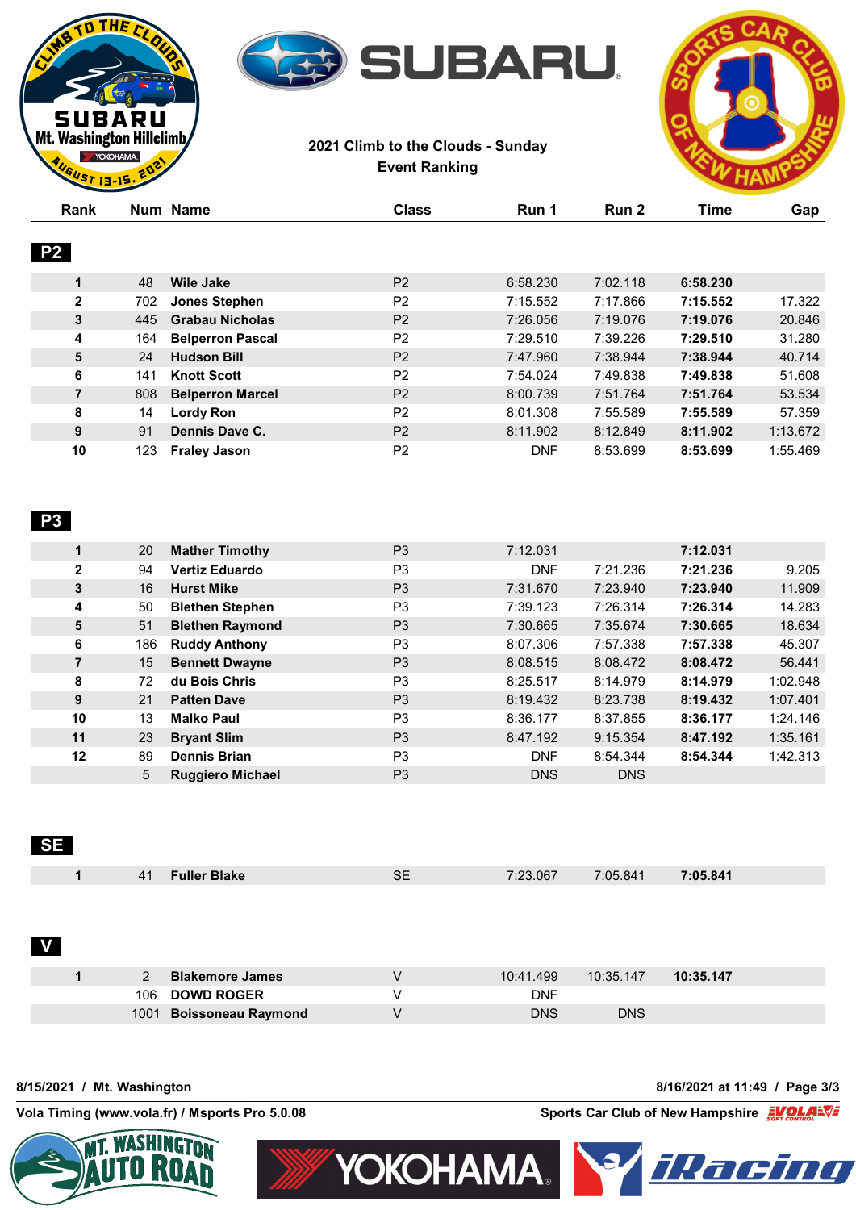# 2021 Climb to the Clouds - Sunday

## Event Ranking

### P2

| Rank | Num | Name | Class | Run 1 | Run 2 | Time | Gap |
|---|---|---|---|---|---|---|---|
| 1 | 48 | **Wile Jake** | P2 | 6:58.230 | 7:02.118 | **6:58.230** | |
| 2 | 702 | **Jones Stephen** | P2 | 7:15.552 | 7:17.866 | **7:15.552** | 17.322 |
| 3 | 445 | **Grabau Nicholas** | P2 | 7:26.056 | 7:19.076 | **7:19.076** | 20.846 |
| 4 | 164 | **Belperron Pascal** | P2 | 7:29.510 | 7:39.226 | **7:29.510** | 31.280 |
| 5 | 24 | **Hudson Bill** | P2 | 7:47.960 | 7:38.944 | **7:38.944** | 40.714 |
| 6 | 141 | **Knott Scott** | P2 | 7:54.024 | 7:49.838 | **7:49.838** | 51.608 |
| 7 | 808 | **Belperron Marcel** | P2 | 8:00.739 | 7:51.764 | **7:51.764** | 53.534 |
| 8 | 14 | **Lordy Ron** | P2 | 8:01.308 | 7:55.589 | **7:55.589** | 57.359 |
| 9 | 91 | **Dennis Dave C.** | P2 | 8:11.902 | 8:12.849 | **8:11.902** | 1:13.672 |
| 10 | 123 | **Fraley Jason** | P2 | DNF | 8:53.699 | **8:53.699** | 1:55.469 |

### P3

| Rank | Num | Name | Class | Run 1 | Run 2 | Time | Gap |
|---|---|---|---|---|---|---|---|
| 1 | 20 | **Mather Timothy** | P3 | 7:12.031 | | **7:12.031** | |
| 2 | 94 | **Vertiz Eduardo** | P3 | DNF | 7:21.236 | **7:21.236** | 9.205 |
| 3 | 16 | **Hurst Mike** | P3 | 7:31.670 | 7:23.940 | **7:23.940** | 11.909 |
| 4 | 50 | **Blethen Stephen** | P3 | 7:39.123 | 7:26.314 | **7:26.314** | 14.283 |
| 5 | 51 | **Blethen Raymond** | P3 | 7:30.665 | 7:35.674 | **7:30.665** | 18.634 |
| 6 | 186 | **Ruddy Anthony** | P3 | 8:07.306 | 7:57.338 | **7:57.338** | 45.307 |
| 7 | 15 | **Bennett Dwayne** | P3 | 8:08.515 | 8:08.472 | **8:08.472** | 56.441 |
| 8 | 72 | **du Bois Chris** | P3 | 8:25.517 | 8:14.979 | **8:14.979** | 1:02.948 |
| 9 | 21 | **Patten Dave** | P3 | 8:19.432 | 8:23.738 | **8:19.432** | 1:07.401 |
| 10 | 13 | **Malko Paul** | P3 | 8:36.177 | 8:37.855 | **8:36.177** | 1:24.146 |
| 11 | 23 | **Bryant Slim** | P3 | 8:47.192 | 9:15.354 | **8:47.192** | 1:35.161 |
| 12 | 89 | **Dennis Brian** | P3 | DNF | 8:54.344 | **8:54.344** | 1:42.313 |
| | 5 | **Ruggiero Michael** | P3 | DNS | DNS | | |

### SE

| Rank | Num | Name | Class | Run 1 | Run 2 | Time | Gap |
|---|---|---|---|---|---|---|---|
| 1 | 41 | **Fuller Blake** | SE | 7:23.067 | 7:05.841 | **7:05.841** | |

### V

| Rank | Num | Name | Class | Run 1 | Run 2 | Time | Gap |
|---|---|---|---|---|---|---|---|
| 1 | 2 | **Blakemore James** | V | 10:41.499 | 10:35.147 | **10:35.147** | |
| | 106 | **DOWD ROGER** | V | DNF | | | |
| | 1001 | **Boissoneau Raymond** | V | DNS | DNS | | |

8/15/2021 / Mt. Washington

8/16/2021 at 11:49

Vola Timing (www.vola.fr) / Msports Pro 5.0.08

Sports Car Club of New Hampshire